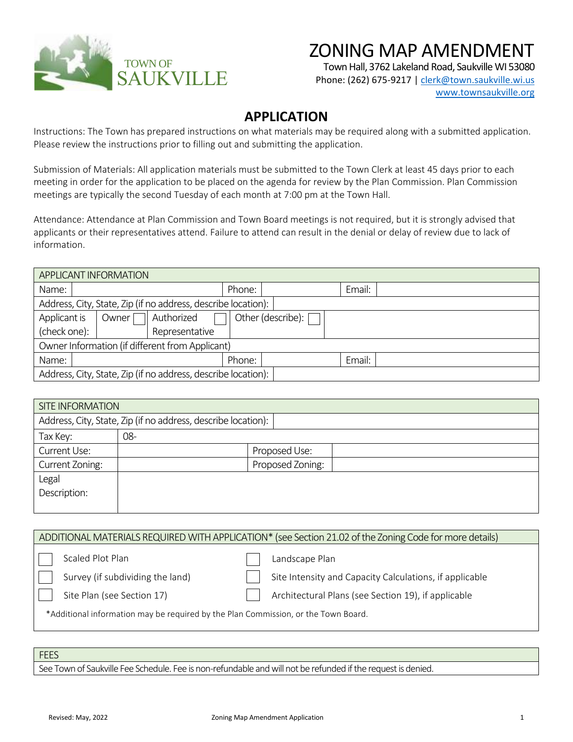TOWN OF SAUKVILLE

# ZONING MAP AMENDMENT

Town Hall, 3762 Lakeland Road, Saukville WI 53080
Phone: (262) 675-9217 | clerk@town.saukville.wi.us
www.townsaukville.org

## APPLICATION

Instructions: The Town has prepared instructions on what materials may be required along with a submitted application. Please review the instructions prior to filling out and submitting the application.

Submission of Materials: All application materials must be submitted to the Town Clerk at least 45 days prior to each meeting in order for the application to be placed on the agenda for review by the Plan Commission. Plan Commission meetings are typically the second Tuesday of each month at 7:00 pm at the Town Hall.

Attendance: Attendance at Plan Commission and Town Board meetings is not required, but it is strongly advised that applicants or their representatives attend. Failure to attend can result in the denial or delay of review due to lack of information.

| APPLICANT INFORMATION | | | | | |
|---|---|---|---|---|---|
| Name: | | Phone: | | Email: | |
| Address, City, State, Zip (if no address, describe location): | | | | | |
| Applicant is (check one): | Owner ☐ | Authorized Representative ☐ | Other (describe): ☐ | | |
| Owner Information (if different from Applicant) | | | | | |
| Name: | | Phone: | | Email: | |
| Address, City, State, Zip (if no address, describe location): | | | | | |

| SITE INFORMATION | | | |
|---|---|---|---|
| Address, City, State, Zip (if no address, describe location): | | | |
| Tax Key: | 08- | | |
| Current Use: | | Proposed Use: | |
| Current Zoning: | | Proposed Zoning: | |
| Legal Description: | | | |

| ADDITIONAL MATERIALS REQUIRED WITH APPLICATION* (see Section 21.02 of the Zoning Code for more details) | |
|---|---|
| ☐ Scaled Plot Plan | ☐ Landscape Plan |
| ☐ Survey (if subdividing the land) | ☐ Site Intensity and Capacity Calculations, if applicable |
| ☐ Site Plan (see Section 17) | ☐ Architectural Plans (see Section 19), if applicable |

*Additional information may be required by the Plan Commission, or the Town Board.

| FEES |
|---|
| See Town of Saukville Fee Schedule. Fee is non-refundable and will not be refunded if the request is denied. |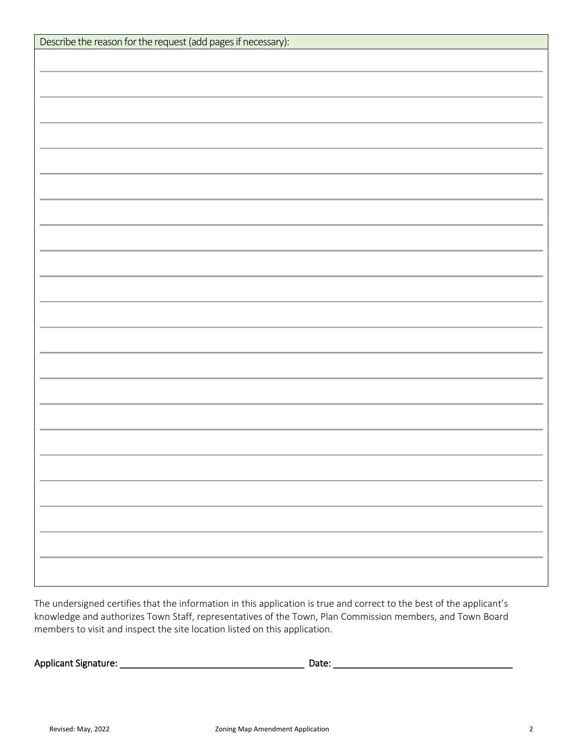| Describe the reason for the request (add pages if necessary): |
| --- |
| |

The undersigned certifies that the information in this application is true and correct to the best of the applicant's knowledge and authorizes Town Staff, representatives of the Town, Plan Commission members, and Town Board members to visit and inspect the site location listed on this application.

**Applicant Signature:** ___________________________________ **Date:** ___________________________________

Revised: May, 2022 Zoning Map Amendment Application